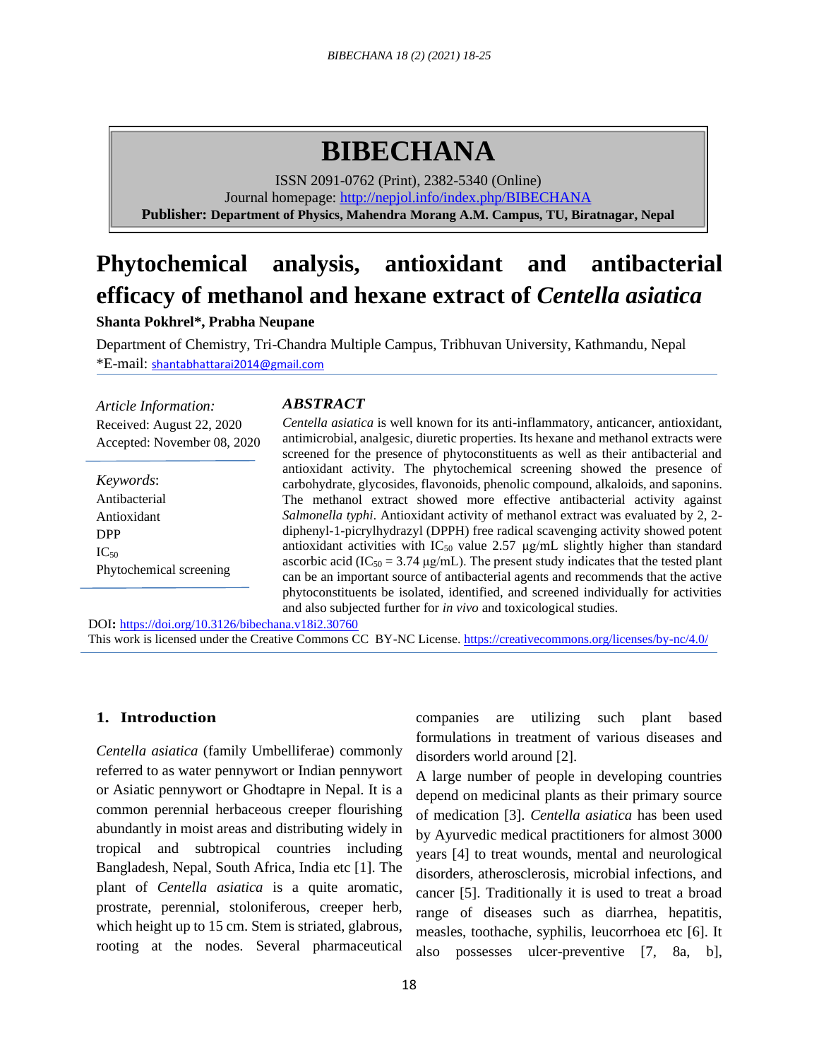# BIBECHANA

ISSN 2091-0762 (Print), 2382-5340 (Online)
Journal homepage: http://nepjol.info/index.php/BIBECHANA
**Publisher: Department of Physics, Mahendra Morang A.M. Campus, TU, Biratnagar, Nepal**

# Phytochemical analysis, antioxidant and antibacterial efficacy of methanol and hexane extract of *Centella asiatica*

**Shanta Pokhrel\*, Prabha Neupane**

Department of Chemistry, Tri-Chandra Multiple Campus, Tribhuvan University, Kathmandu, Nepal
\*E-mail: shantabhattarai2014@gmail.com

*Article Information:*
Received: August 22, 2020
Accepted: November 08, 2020

*Keywords*:
Antibacterial
Antioxidant
DPP
$IC_{50}$
Phytochemical screening

## *ABSTRACT*

*Centella asiatica* is well known for its anti-inflammatory, anticancer, antioxidant, antimicrobial, analgesic, diuretic properties. Its hexane and methanol extracts were screened for the presence of phytoconstituents as well as their antibacterial and antioxidant activity. The phytochemical screening showed the presence of carbohydrate, glycosides, flavonoids, phenolic compound, alkaloids, and saponins. The methanol extract showed more effective antibacterial activity against *Salmonella typhi*. Antioxidant activity of methanol extract was evaluated by 2, 2-diphenyl-1-picrylhydrazyl (DPPH) free radical scavenging activity showed potent antioxidant activities with $IC_{50}$ value 2.57 µg/mL slightly higher than standard ascorbic acid ($IC_{50}$ = 3.74 µg/mL). The present study indicates that the tested plant can be an important source of antibacterial agents and recommends that the active phytoconstituents be isolated, identified, and screened individually for activities and also subjected further for *in vivo* and toxicological studies.

**DOI:** https://doi.org/10.3126/bibechana.v18i2.30760
This work is licensed under the Creative Commons CC BY-NC License. https://creativecommons.org/licenses/by-nc/4.0/

## 1. Introduction

*Centella asiatica* (family Umbelliferae) commonly referred to as water pennywort or Indian pennywort or Asiatic pennywort or Ghodtapre in Nepal. It is a common perennial herbaceous creeper flourishing abundantly in moist areas and distributing widely in tropical and subtropical countries including Bangladesh, Nepal, South Africa, India etc [1]. The plant of *Centella asiatica* is a quite aromatic, prostrate, perennial, stoloniferous, creeper herb, which height up to 15 cm. Stem is striated, glabrous, rooting at the nodes. Several pharmaceutical companies are utilizing such plant based formulations in treatment of various diseases and disorders world around [2].

A large number of people in developing countries depend on medicinal plants as their primary source of medication [3]. *Centella asiatica* has been used by Ayurvedic medical practitioners for almost 3000 years [4] to treat wounds, mental and neurological disorders, atherosclerosis, microbial infections, and cancer [5]. Traditionally it is used to treat a broad range of diseases such as diarrhea, hepatitis, measles, toothache, syphilis, leucorrhoea etc [6]. It also possesses ulcer-preventive [7, 8a, b],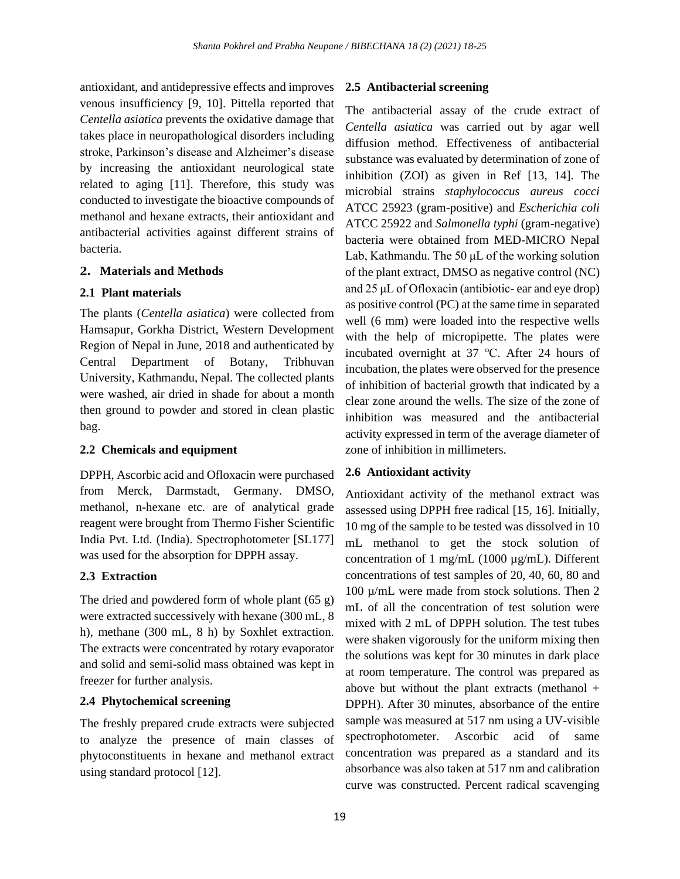antioxidant, and antidepressive effects and improves venous insufficiency [9, 10]. Pittella reported that *Centella asiatica* prevents the oxidative damage that takes place in neuropathological disorders including stroke, Parkinson's disease and Alzheimer's disease by increasing the antioxidant neurological state related to aging [11]. Therefore, this study was conducted to investigate the bioactive compounds of methanol and hexane extracts, their antioxidant and antibacterial activities against different strains of bacteria.

## 2. Materials and Methods

### 2.1 Plant materials

The plants (*Centella asiatica*) were collected from Hamsapur, Gorkha District, Western Development Region of Nepal in June, 2018 and authenticated by Central Department of Botany, Tribhuvan University, Kathmandu, Nepal. The collected plants were washed, air dried in shade for about a month then ground to powder and stored in clean plastic bag.

### 2.2 Chemicals and equipment

DPPH, Ascorbic acid and Ofloxacin were purchased from Merck, Darmstadt, Germany. DMSO, methanol, n-hexane etc. are of analytical grade reagent were brought from Thermo Fisher Scientific India Pvt. Ltd. (India). Spectrophotometer [SL177] was used for the absorption for DPPH assay.

### 2.3 Extraction

The dried and powdered form of whole plant (65 g) were extracted successively with hexane (300 mL, 8 h), methane (300 mL, 8 h) by Soxhlet extraction. The extracts were concentrated by rotary evaporator and solid and semi-solid mass obtained was kept in freezer for further analysis.

### 2.4 Phytochemical screening

The freshly prepared crude extracts were subjected to analyze the presence of main classes of phytoconstituents in hexane and methanol extract using standard protocol [12].

### 2.5 Antibacterial screening

The antibacterial assay of the crude extract of *Centella asiatica* was carried out by agar well diffusion method. Effectiveness of antibacterial substance was evaluated by determination of zone of inhibition (ZOI) as given in Ref [13, 14]. The microbial strains *staphylococcus aureus cocci* ATCC 25923 (gram-positive) and *Escherichia coli* ATCC 25922 and *Salmonella typhi* (gram-negative) bacteria were obtained from MED-MICRO Nepal Lab, Kathmandu. The 50 µL of the working solution of the plant extract, DMSO as negative control (NC) and 25 µL of Ofloxacin (antibiotic- ear and eye drop) as positive control (PC) at the same time in separated well (6 mm) were loaded into the respective wells with the help of micropipette. The plates were incubated overnight at 37 ℃. After 24 hours of incubation, the plates were observed for the presence of inhibition of bacterial growth that indicated by a clear zone around the wells. The size of the zone of inhibition was measured and the antibacterial activity expressed in term of the average diameter of zone of inhibition in millimeters.

### 2.6 Antioxidant activity

Antioxidant activity of the methanol extract was assessed using DPPH free radical [15, 16]. Initially, 10 mg of the sample to be tested was dissolved in 10 mL methanol to get the stock solution of concentration of 1 mg/mL (1000 µg/mL). Different concentrations of test samples of 20, 40, 60, 80 and 100 µ/mL were made from stock solutions. Then 2 mL of all the concentration of test solution were mixed with 2 mL of DPPH solution. The test tubes were shaken vigorously for the uniform mixing then the solutions was kept for 30 minutes in dark place at room temperature. The control was prepared as above but without the plant extracts (methanol + DPPH). After 30 minutes, absorbance of the entire sample was measured at 517 nm using a UV-visible spectrophotometer. Ascorbic acid of same concentration was prepared as a standard and its absorbance was also taken at 517 nm and calibration curve was constructed. Percent radical scavenging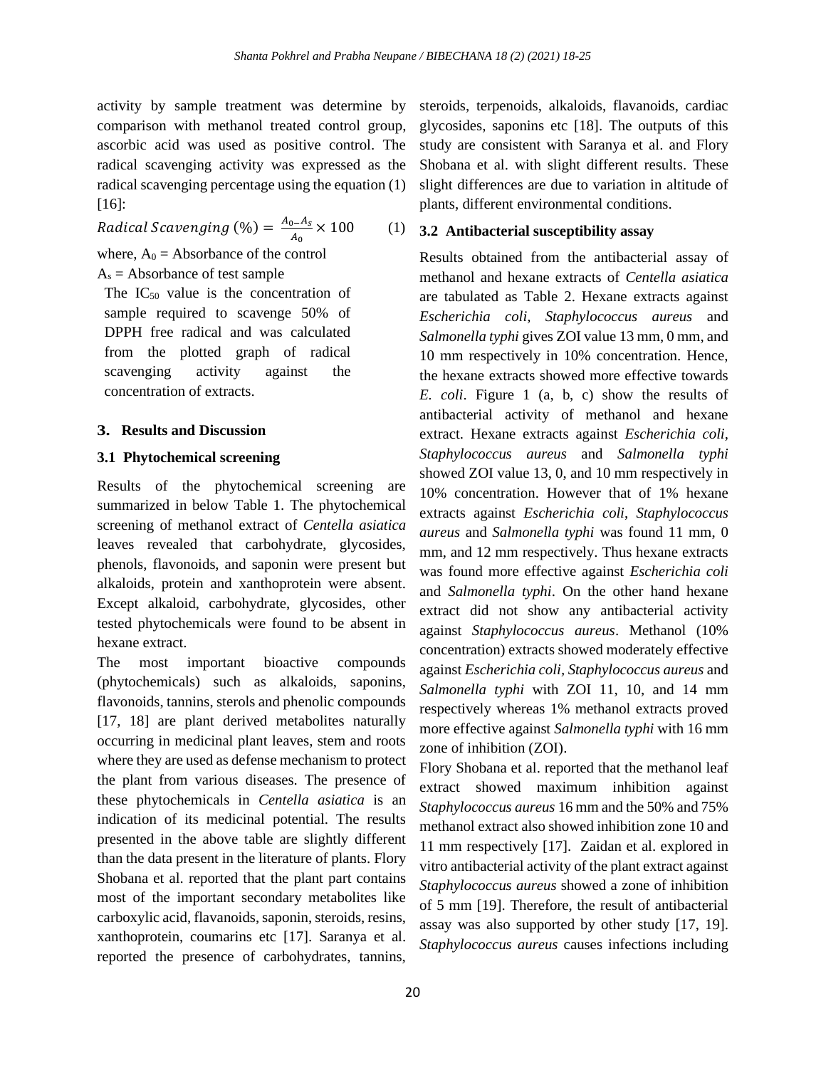activity by sample treatment was determine by comparison with methanol treated control group, ascorbic acid was used as positive control. The radical scavenging activity was expressed as the radical scavenging percentage using the equation (1) [16]:

$$Radical\ Scavenging\ (\%) = \frac{A_0 - A_s}{A_0} \times 100 \quad (1)$$

where, $A_0$ = Absorbance of the control

$A_s$ = Absorbance of test sample

The $IC_{50}$ value is the concentration of sample required to scavenge 50% of DPPH free radical and was calculated from the plotted graph of radical scavenging activity against the concentration of extracts.

## 3. Results and Discussion

### 3.1 Phytochemical screening

Results of the phytochemical screening are summarized in below Table 1. The phytochemical screening of methanol extract of *Centella asiatica* leaves revealed that carbohydrate, glycosides, phenols, flavonoids, and saponin were present but alkaloids, protein and xanthoprotein were absent. Except alkaloid, carbohydrate, glycosides, other tested phytochemicals were found to be absent in hexane extract.

The most important bioactive compounds (phytochemicals) such as alkaloids, saponins, flavonoids, tannins, sterols and phenolic compounds [17, 18] are plant derived metabolites naturally occurring in medicinal plant leaves, stem and roots where they are used as defense mechanism to protect the plant from various diseases. The presence of these phytochemicals in *Centella asiatica* is an indication of its medicinal potential. The results presented in the above table are slightly different than the data present in the literature of plants. Flory Shobana et al. reported that the plant part contains most of the important secondary metabolites like carboxylic acid, flavanoids, saponin, steroids, resins, xanthoprotein, coumarins etc [17]. Saranya et al. reported the presence of carbohydrates, tannins, steroids, terpenoids, alkaloids, flavanoids, cardiac glycosides, saponins etc [18]. The outputs of this study are consistent with Saranya et al. and Flory Shobana et al. with slight different results. These slight differences are due to variation in altitude of plants, different environmental conditions.

### 3.2 Antibacterial susceptibility assay

Results obtained from the antibacterial assay of methanol and hexane extracts of *Centella asiatica* are tabulated as Table 2. Hexane extracts against *Escherichia coli, Staphylococcus aureus* and *Salmonella typhi* gives ZOI value 13 mm, 0 mm, and 10 mm respectively in 10% concentration. Hence, the hexane extracts showed more effective towards *E. coli*. Figure 1 (a, b, c) show the results of antibacterial activity of methanol and hexane extract. Hexane extracts against *Escherichia coli*, *Staphylococcus aureus* and *Salmonella typhi* showed ZOI value 13, 0, and 10 mm respectively in 10% concentration. However that of 1% hexane extracts against *Escherichia coli*, *Staphylococcus aureus* and *Salmonella typhi* was found 11 mm, 0 mm, and 12 mm respectively. Thus hexane extracts was found more effective against *Escherichia coli* and *Salmonella typhi*. On the other hand hexane extract did not show any antibacterial activity against *Staphylococcus aureus*. Methanol (10% concentration) extracts showed moderately effective against *Escherichia coli*, *Staphylococcus aureus* and *Salmonella typhi* with ZOI 11, 10, and 14 mm respectively whereas 1% methanol extracts proved more effective against *Salmonella typhi* with 16 mm zone of inhibition (ZOI).

Flory Shobana et al. reported that the methanol leaf extract showed maximum inhibition against *Staphylococcus aureus* 16 mm and the 50% and 75% methanol extract also showed inhibition zone 10 and 11 mm respectively [17]. Zaidan et al. explored in vitro antibacterial activity of the plant extract against *Staphylococcus aureus* showed a zone of inhibition of 5 mm [19]. Therefore, the result of antibacterial assay was also supported by other study [17, 19]. *Staphylococcus aureus* causes infections including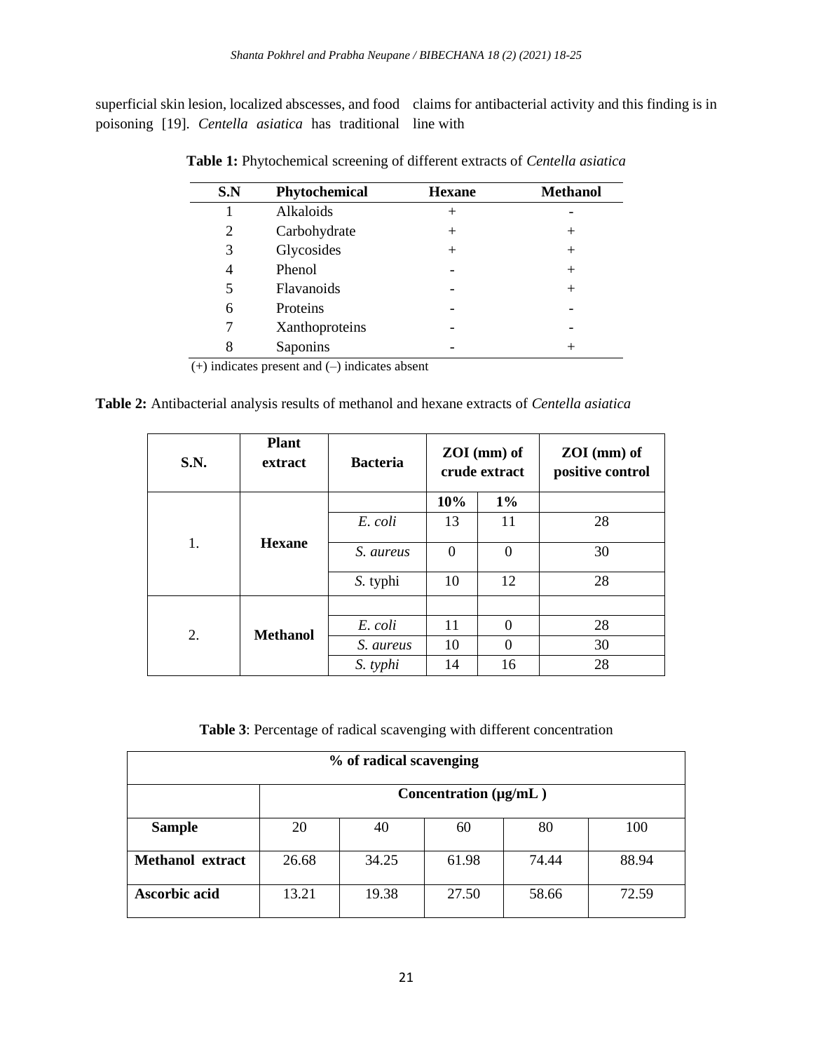superficial skin lesion, localized abscesses, and food poisoning [19]. *Centella asiatica* has traditional claims for antibacterial activity and this finding is in line with

**Table 1:** Phytochemical screening of different extracts of *Centella asiatica*

| S.N | Phytochemical | Hexane | Methanol |
|---|---|---|---|
| 1 | Alkaloids | + | - |
| 2 | Carbohydrate | + | + |
| 3 | Glycosides | + | + |
| 4 | Phenol | - | + |
| 5 | Flavanoids | - | + |
| 6 | Proteins | - | - |
| 7 | Xanthoproteins | - | - |
| 8 | Saponins | - | + |

(+) indicates present and (–) indicates absent

**Table 2:** Antibacterial analysis results of methanol and hexane extracts of *Centella asiatica*

| S.N. | Plant extract | Bacteria | ZOI (mm) of crude extract | | ZOI (mm) of positive control |
|---|---|---|---|---|---|
| | | | 10% | 1% | |
| 1. | **Hexane** | *E. coli* | 13 | 11 | 28 |
| | | *S. aureus* | 0 | 0 | 30 |
| | | *S.* typhi | 10 | 12 | 28 |
| 2. | **Methanol** | | | | |
| | | *E. coli* | 11 | 0 | 28 |
| | | *S. aureus* | 10 | 0 | 30 |
| | | *S. typhi* | 14 | 16 | 28 |

**Table 3**: Percentage of radical scavenging with different concentration

| % of radical scavenging | | | | | |
|---|---|---|---|---|---|
| | Concentration (μg/mL ) | | | | |
| **Sample** | 20 | 40 | 60 | 80 | 100 |
| **Methanol extract** | 26.68 | 34.25 | 61.98 | 74.44 | 88.94 |
| **Ascorbic acid** | 13.21 | 19.38 | 27.50 | 58.66 | 72.59 |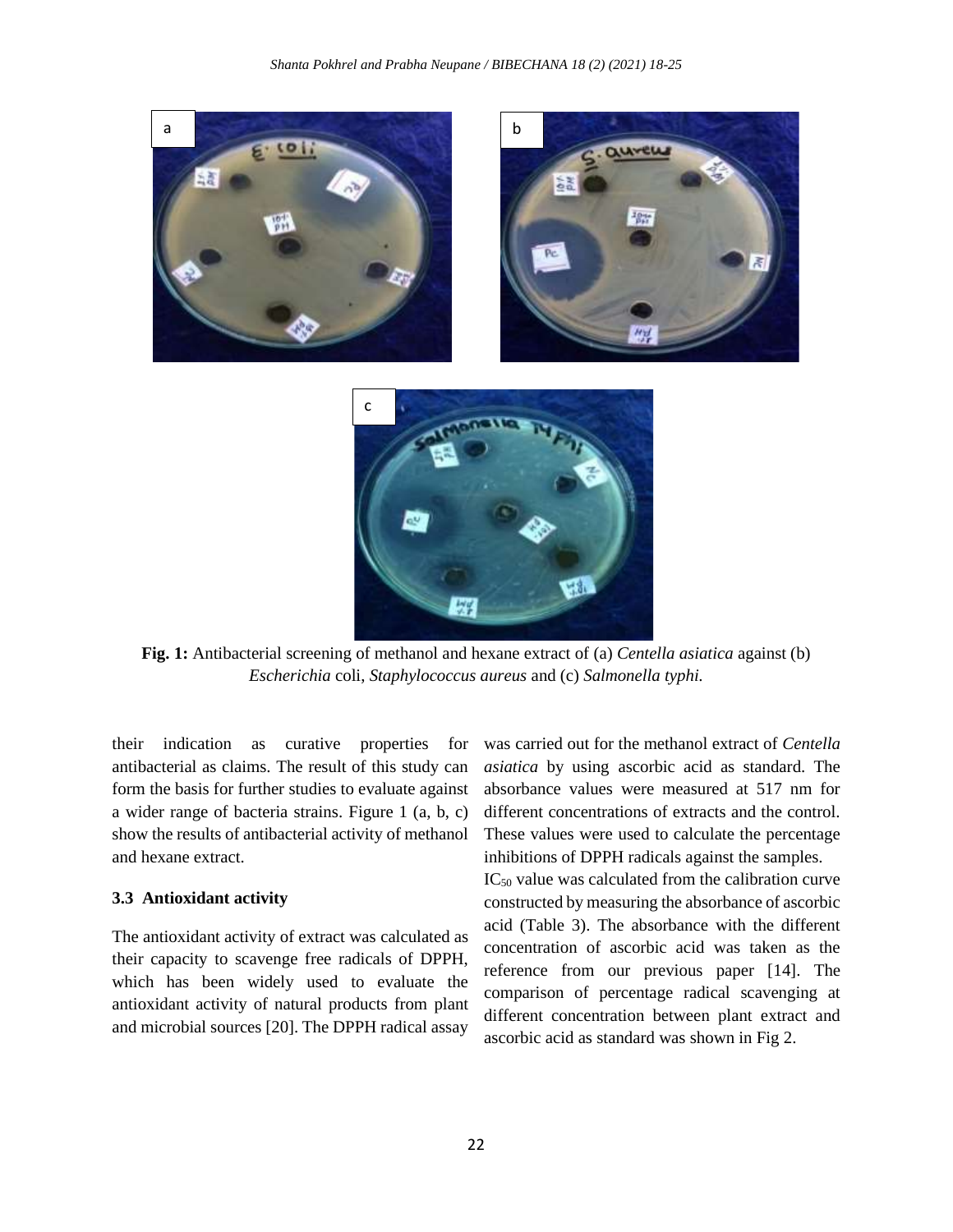**Fig. 1:** Antibacterial screening of methanol and hexane extract of (a) *Centella asiatica* against (b) *Escherichia* coli, *Staphylococcus aureus* and (c) *Salmonella typhi.*

their indication as curative properties for antibacterial as claims. The result of this study can form the basis for further studies to evaluate against a wider range of bacteria strains. Figure 1 (a, b, c) show the results of antibacterial activity of methanol and hexane extract.

### 3.3 Antioxidant activity

The antioxidant activity of extract was calculated as their capacity to scavenge free radicals of DPPH, which has been widely used to evaluate the antioxidant activity of natural products from plant and microbial sources [20]. The DPPH radical assay was carried out for the methanol extract of *Centella asiatica* by using ascorbic acid as standard. The absorbance values were measured at 517 nm for different concentrations of extracts and the control. These values were used to calculate the percentage inhibitions of DPPH radicals against the samples.

$IC_{50}$ value was calculated from the calibration curve constructed by measuring the absorbance of ascorbic acid (Table 3). The absorbance with the different concentration of ascorbic acid was taken as the reference from our previous paper [14]. The comparison of percentage radical scavenging at different concentration between plant extract and ascorbic acid as standard was shown in Fig 2.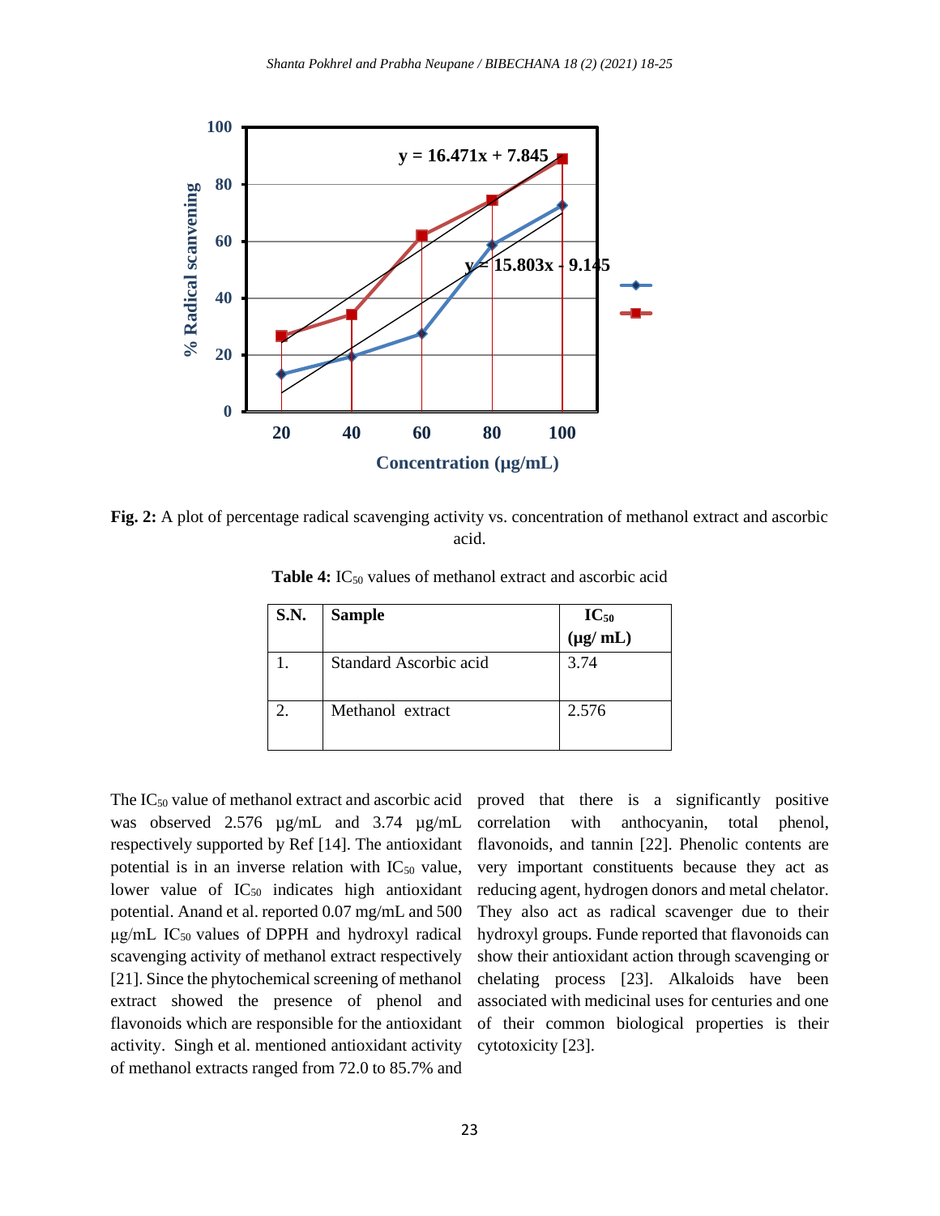**Fig. 2:** A plot of percentage radical scavenging activity vs. concentration of methanol extract and ascorbic acid.

**Table 4:** $IC_{50}$ values of methanol extract and ascorbic acid

| S.N. | Sample | $IC_{50}$ (µg/ mL) |
|---|---|---|
| 1. | Standard Ascorbic acid | 3.74 |
| 2. | Methanol extract | 2.576 |

The $IC_{50}$ value of methanol extract and ascorbic acid was observed 2.576 µg/mL and 3.74 µg/mL respectively supported by Ref [14]. The antioxidant potential is in an inverse relation with $IC_{50}$ value, lower value of $IC_{50}$ indicates high antioxidant potential. Anand et al. reported 0.07 mg/mL and 500 µg/mL $IC_{50}$ values of DPPH and hydroxyl radical scavenging activity of methanol extract respectively [21]. Since the phytochemical screening of methanol extract showed the presence of phenol and flavonoids which are responsible for the antioxidant activity. Singh et al. mentioned antioxidant activity of methanol extracts ranged from 72.0 to 85.7% and proved that there is a significantly positive correlation with anthocyanin, total phenol, flavonoids, and tannin [22]. Phenolic contents are very important constituents because they act as reducing agent, hydrogen donors and metal chelator. They also act as radical scavenger due to their hydroxyl groups. Funde reported that flavonoids can show their antioxidant action through scavenging or chelating process [23]. Alkaloids have been associated with medicinal uses for centuries and one of their common biological properties is their cytotoxicity [23].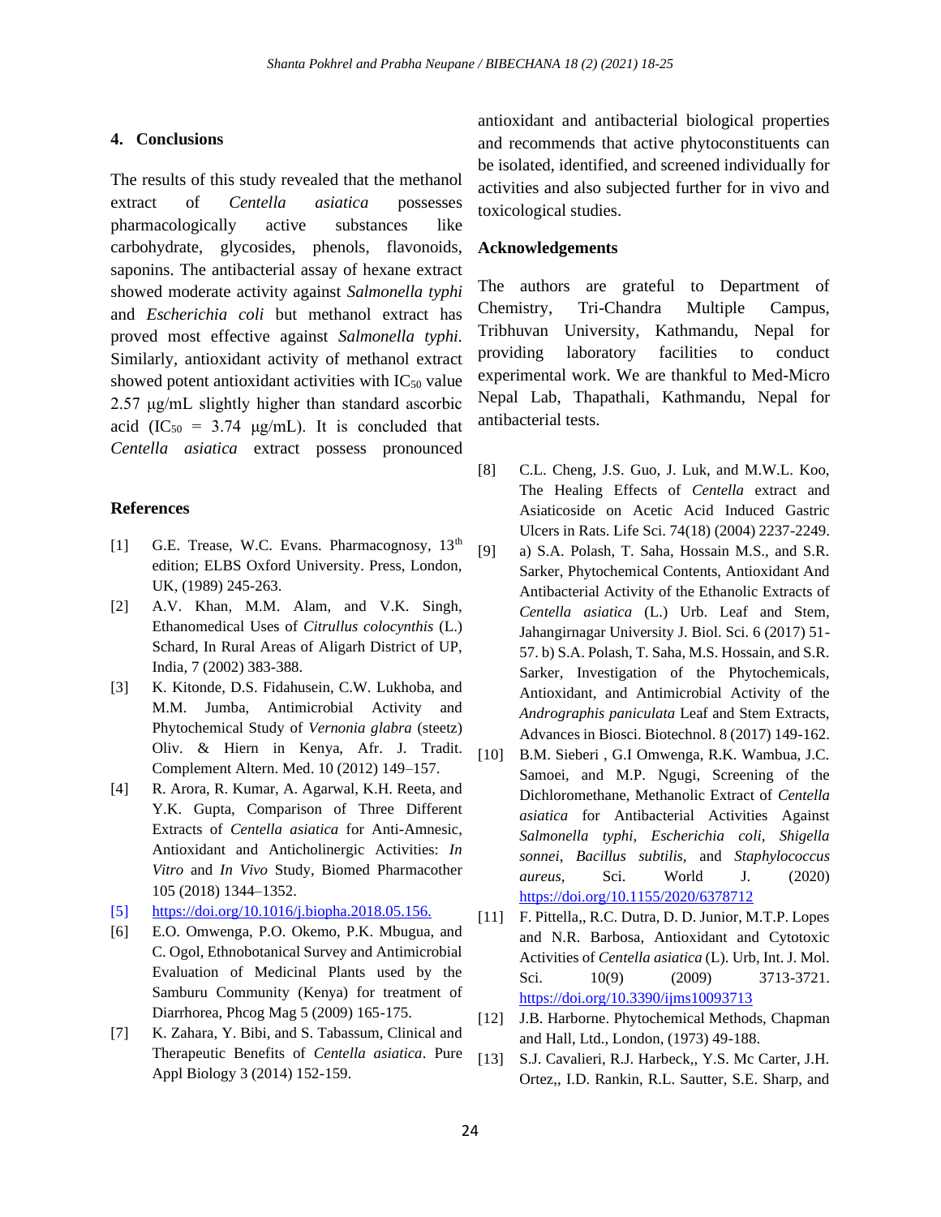## 4. Conclusions

The results of this study revealed that the methanol extract of *Centella asiatica* possesses pharmacologically active substances like carbohydrate, glycosides, phenols, flavonoids, saponins. The antibacterial assay of hexane extract showed moderate activity against *Salmonella typhi* and *Escherichia coli* but methanol extract has proved most effective against *Salmonella typhi.* Similarly, antioxidant activity of methanol extract showed potent antioxidant activities with $IC_{50}$ value 2.57 μg/mL slightly higher than standard ascorbic acid ($IC_{50}$ = 3.74 μg/mL). It is concluded that *Centella asiatica* extract possess pronounced antioxidant and antibacterial biological properties and recommends that active phytoconstituents can be isolated, identified, and screened individually for activities and also subjected further for in vivo and toxicological studies.

## Acknowledgements

The authors are grateful to Department of Chemistry, Tri-Chandra Multiple Campus, Tribhuvan University, Kathmandu, Nepal for providing laboratory facilities to conduct experimental work. We are thankful to Med-Micro Nepal Lab, Thapathali, Kathmandu, Nepal for antibacterial tests.

## References

[1] G.E. Trease, W.C. Evans. Pharmacognosy, 13th edition; ELBS Oxford University. Press, London, UK, (1989) 245-263.

[2] A.V. Khan, M.M. Alam, and V.K. Singh, Ethanomedical Uses of *Citrullus colocynthis* (L.) Schard, In Rural Areas of Aligarh District of UP, India, 7 (2002) 383-388.

[3] K. Kitonde, D.S. Fidahusein, C.W. Lukhoba, and M.M. Jumba, Antimicrobial Activity and Phytochemical Study of *Vernonia glabra* (steetz) Oliv. & Hiern in Kenya, Afr. J. Tradit. Complement Altern. Med. 10 (2012) 149–157.

[4] R. Arora, R. Kumar, A. Agarwal, K.H. Reeta, and Y.K. Gupta, Comparison of Three Different Extracts of *Centella asiatica* for Anti-Amnesic, Antioxidant and Anticholinergic Activities: *In Vitro* and *In Vivo* Study, Biomed Pharmacother 105 (2018) 1344–1352.

[5] https://doi.org/10.1016/j.biopha.2018.05.156.

[6] E.O. Omwenga, P.O. Okemo, P.K. Mbugua, and C. Ogol, Ethnobotanical Survey and Antimicrobial Evaluation of Medicinal Plants used by the Samburu Community (Kenya) for treatment of Diarrhorea, Phcog Mag 5 (2009) 165-175.

[7] K. Zahara, Y. Bibi, and S. Tabassum, Clinical and Therapeutic Benefits of *Centella asiatica*. Pure Appl Biology 3 (2014) 152-159.

[8] C.L. Cheng, J.S. Guo, J. Luk, and M.W.L. Koo, The Healing Effects of *Centella* extract and Asiaticoside on Acetic Acid Induced Gastric Ulcers in Rats. Life Sci. 74(18) (2004) 2237-2249.

[9] a) S.A. Polash, T. Saha, Hossain M.S., and S.R. Sarker, Phytochemical Contents, Antioxidant And Antibacterial Activity of the Ethanolic Extracts of *Centella asiatica* (L.) Urb. Leaf and Stem, Jahangirnagar University J. Biol. Sci. 6 (2017) 51-57. b) S.A. Polash, T. Saha, M.S. Hossain, and S.R. Sarker, Investigation of the Phytochemicals, Antioxidant, and Antimicrobial Activity of the *Andrographis paniculata* Leaf and Stem Extracts, Advances in Biosci. Biotechnol. 8 (2017) 149-162.

[10] B.M. Sieberi , G.I Omwenga, R.K. Wambua, J.C. Samoei, and M.P. Ngugi, Screening of the Dichloromethane, Methanolic Extract of *Centella asiatica* for Antibacterial Activities Against *Salmonella typhi, Escherichia coli, Shigella sonnei, Bacillus subtilis,* and *Staphylococcus aureus,* Sci. World J. (2020) https://doi.org/10.1155/2020/6378712

[11] F. Pittella,, R.C. Dutra, D. D. Junior, M.T.P. Lopes and N.R. Barbosa, Antioxidant and Cytotoxic Activities of *Centella asiatica* (L). Urb, Int. J. Mol. Sci. 10(9) (2009) 3713-3721. https://doi.org/10.3390/ijms10093713

[12] J.B. Harborne. Phytochemical Methods, Chapman and Hall, Ltd., London, (1973) 49-188.

[13] S.J. Cavalieri, R.J. Harbeck,, Y.S. Mc Carter, J.H. Ortez,, I.D. Rankin, R.L. Sautter, S.E. Sharp, and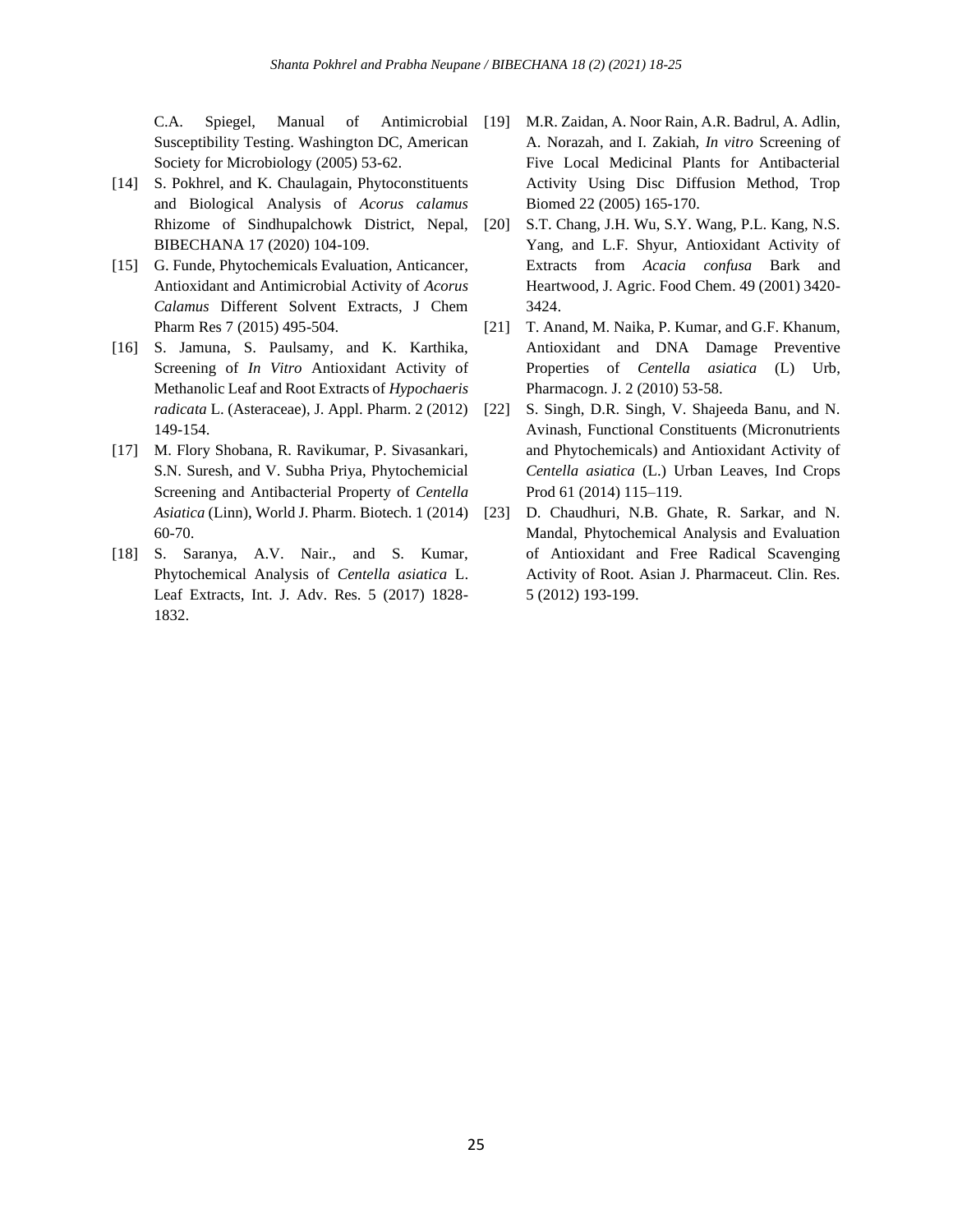C.A. Spiegel, Manual of Antimicrobial Susceptibility Testing. Washington DC, American Society for Microbiology (2005) 53-62.

[14] S. Pokhrel, and K. Chaulagain, Phytoconstituents and Biological Analysis of *Acorus calamus* Rhizome of Sindhupalchowk District, Nepal, BIBECHANA 17 (2020) 104-109.

[15] G. Funde, Phytochemicals Evaluation, Anticancer, Antioxidant and Antimicrobial Activity of *Acorus Calamus* Different Solvent Extracts, J Chem Pharm Res 7 (2015) 495-504.

[16] S. Jamuna, S. Paulsamy, and K. Karthika, Screening of *In Vitro* Antioxidant Activity of Methanolic Leaf and Root Extracts of *Hypochaeris radicata* L. (Asteraceae), J. Appl. Pharm. 2 (2012) 149-154.

[17] M. Flory Shobana, R. Ravikumar, P. Sivasankari, S.N. Suresh, and V. Subha Priya, Phytochemicial Screening and Antibacterial Property of *Centella Asiatica* (Linn), World J. Pharm. Biotech. 1 (2014) 60-70.

[18] S. Saranya, A.V. Nair., and S. Kumar, Phytochemical Analysis of *Centella asiatica* L. Leaf Extracts, Int. J. Adv. Res. 5 (2017) 1828-1832.

[19] M.R. Zaidan, A. Noor Rain, A.R. Badrul, A. Adlin, A. Norazah, and I. Zakiah, *In vitro* Screening of Five Local Medicinal Plants for Antibacterial Activity Using Disc Diffusion Method, Trop Biomed 22 (2005) 165-170.

[20] S.T. Chang, J.H. Wu, S.Y. Wang, P.L. Kang, N.S. Yang, and L.F. Shyur, Antioxidant Activity of Extracts from *Acacia confusa* Bark and Heartwood, J. Agric. Food Chem. 49 (2001) 3420-3424.

[21] T. Anand, M. Naika, P. Kumar, and G.F. Khanum, Antioxidant and DNA Damage Preventive Properties of *Centella asiatica* (L) Urb, Pharmacogn. J. 2 (2010) 53-58.

[22] S. Singh, D.R. Singh, V. Shajeeda Banu, and N. Avinash, Functional Constituents (Micronutrients and Phytochemicals) and Antioxidant Activity of *Centella asiatica* (L.) Urban Leaves, Ind Crops Prod 61 (2014) 115–119.

[23] D. Chaudhuri, N.B. Ghate, R. Sarkar, and N. Mandal, Phytochemical Analysis and Evaluation of Antioxidant and Free Radical Scavenging Activity of Root. Asian J. Pharmaceut. Clin. Res. 5 (2012) 193-199.